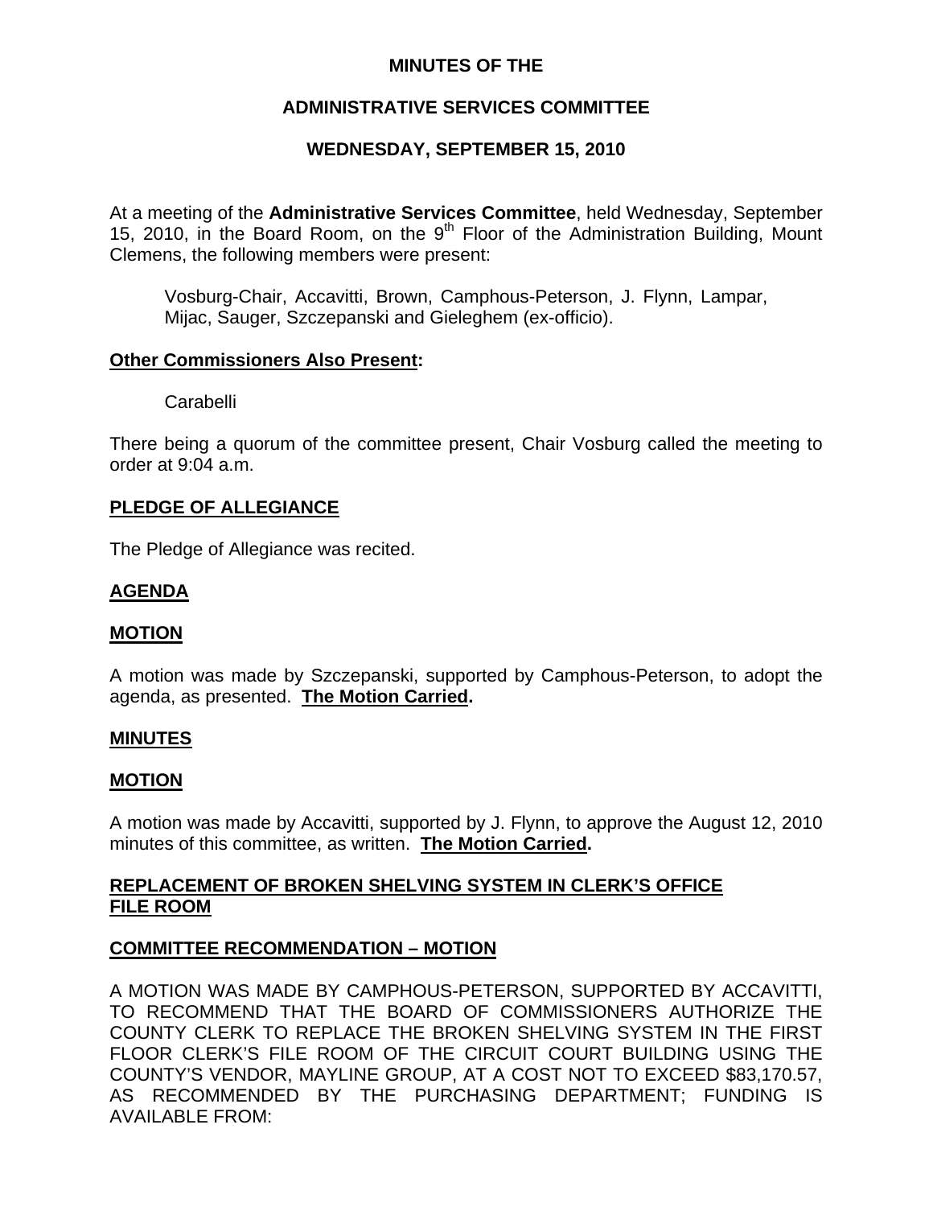# MINUTES OF THE

## ADMINISTRATIVE SERVICES COMMITTEE

## WEDNESDAY, SEPTEMBER 15, 2010

At a meeting of the **Administrative Services Committee**, held Wednesday, September 15, 2010, in the Board Room, on the 9th Floor of the Administration Building, Mount Clemens, the following members were present:

Vosburg-Chair, Accavitti, Brown, Camphous-Peterson, J. Flynn, Lampar, Mijac, Sauger, Szczepanski and Gieleghem (ex-officio).

**Other Commissioners Also Present:**

Carabelli

There being a quorum of the committee present, Chair Vosburg called the meeting to order at 9:04 a.m.

**PLEDGE OF ALLEGIANCE**

The Pledge of Allegiance was recited.

**AGENDA**

**MOTION**

A motion was made by Szczepanski, supported by Camphous-Peterson, to adopt the agenda, as presented. **The Motion Carried.**

**MINUTES**

**MOTION**

A motion was made by Accavitti, supported by J. Flynn, to approve the August 12, 2010 minutes of this committee, as written. **The Motion Carried.**

**REPLACEMENT OF BROKEN SHELVING SYSTEM IN CLERK'S OFFICE FILE ROOM**

**COMMITTEE RECOMMENDATION – MOTION**

A MOTION WAS MADE BY CAMPHOUS-PETERSON, SUPPORTED BY ACCAVITTI, TO RECOMMEND THAT THE BOARD OF COMMISSIONERS AUTHORIZE THE COUNTY CLERK TO REPLACE THE BROKEN SHELVING SYSTEM IN THE FIRST FLOOR CLERK'S FILE ROOM OF THE CIRCUIT COURT BUILDING USING THE COUNTY'S VENDOR, MAYLINE GROUP, AT A COST NOT TO EXCEED $83,170.57, AS RECOMMENDED BY THE PURCHASING DEPARTMENT; FUNDING IS AVAILABLE FROM: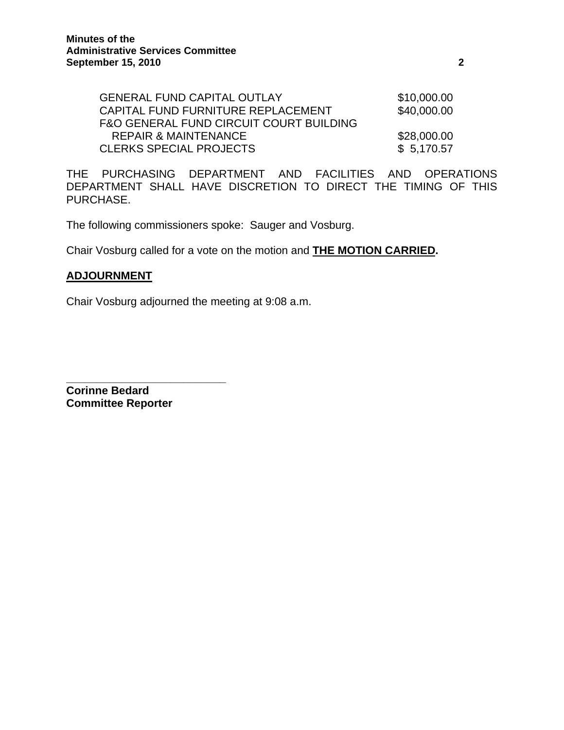| | |
|---|---|
| GENERAL FUND CAPITAL OUTLAY | $10,000.00 |
| CAPITAL FUND FURNITURE REPLACEMENT | $40,000.00 |
| F&O GENERAL FUND CIRCUIT COURT BUILDING REPAIR & MAINTENANCE | $28,000.00 |
| CLERKS SPECIAL PROJECTS | $ 5,170.57 |

THE PURCHASING DEPARTMENT AND FACILITIES AND OPERATIONS DEPARTMENT SHALL HAVE DISCRETION TO DIRECT THE TIMING OF THIS PURCHASE.

The following commissioners spoke: Sauger and Vosburg.

Chair Vosburg called for a vote on the motion and **THE MOTION CARRIED.**

## ADJOURNMENT

Chair Vosburg adjourned the meeting at 9:08 a.m.

\_\_\_\_\_\_\_\_\_\_\_\_\_\_\_\_\_\_\_\_\_\_\_\_\_\_\_

**Corinne Bedard**
**Committee Reporter**